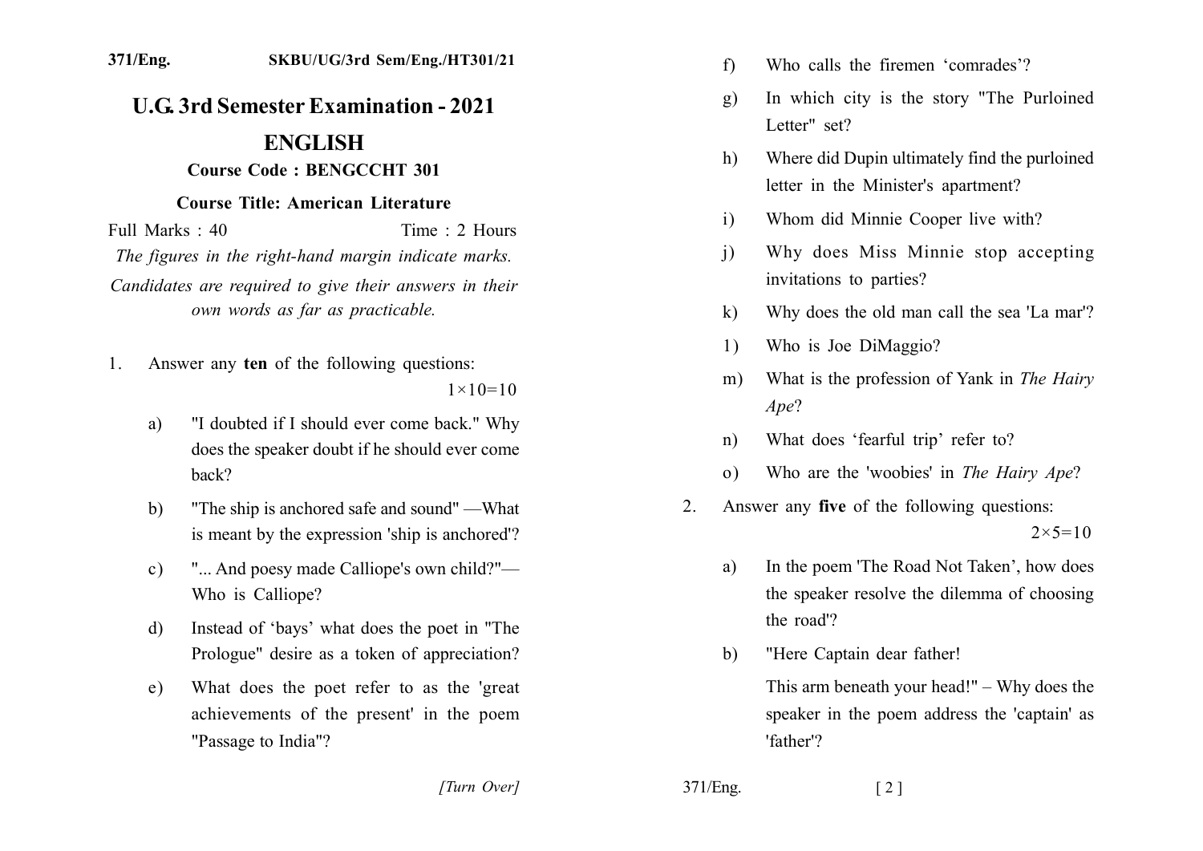371/Eng. SKBU/UG/3rd Sem/Eng./HT301/21

# U.G. 3rd Semester Examination - 2021

## ENGLISH

**Course Code : BENGCCHT 301**

**Course Title: American Literature**

Full Marks : 40 Time : 2 Hours

*The figures in the right-hand margin indicate marks.*

*Candidates are required to give their answers in their own words as far as practicable.*

1. Answer any **ten** of the following questions: $1\times10=10$

   a) "I doubted if I should ever come back." Why does the speaker doubt if he should ever come back?

   b) "The ship is anchored safe and sound" —What is meant by the expression 'ship is anchored'?

   c) "... And poesy made Calliope's own child?"— Who is Calliope?

   d) Instead of 'bays' what does the poet in "The Prologue" desire as a token of appreciation?

   e) What does the poet refer to as the 'great achievements of the present' in the poem "Passage to India"?

   f) Who calls the firemen 'comrades'?

   g) In which city is the story "The Purloined Letter" set?

   h) Where did Dupin ultimately find the purloined letter in the Minister's apartment?

   i) Whom did Minnie Cooper live with?

   j) Why does Miss Minnie stop accepting invitations to parties?

   k) Why does the old man call the sea 'La mar'?

   l) Who is Joe DiMaggio?

   m) What is the profession of Yank in *The Hairy Ape*?

   n) What does 'fearful trip' refer to?

   o) Who are the 'woobies' in *The Hairy Ape*?

2. Answer any **five** of the following questions: $2\times5=10$

   a) In the poem 'The Road Not Taken', how does the speaker resolve the dilemma of choosing the road'?

   b) "Here Captain dear father!

      This arm beneath your head!" – Why does the speaker in the poem address the 'captain' as 'father'?

[Turn Over]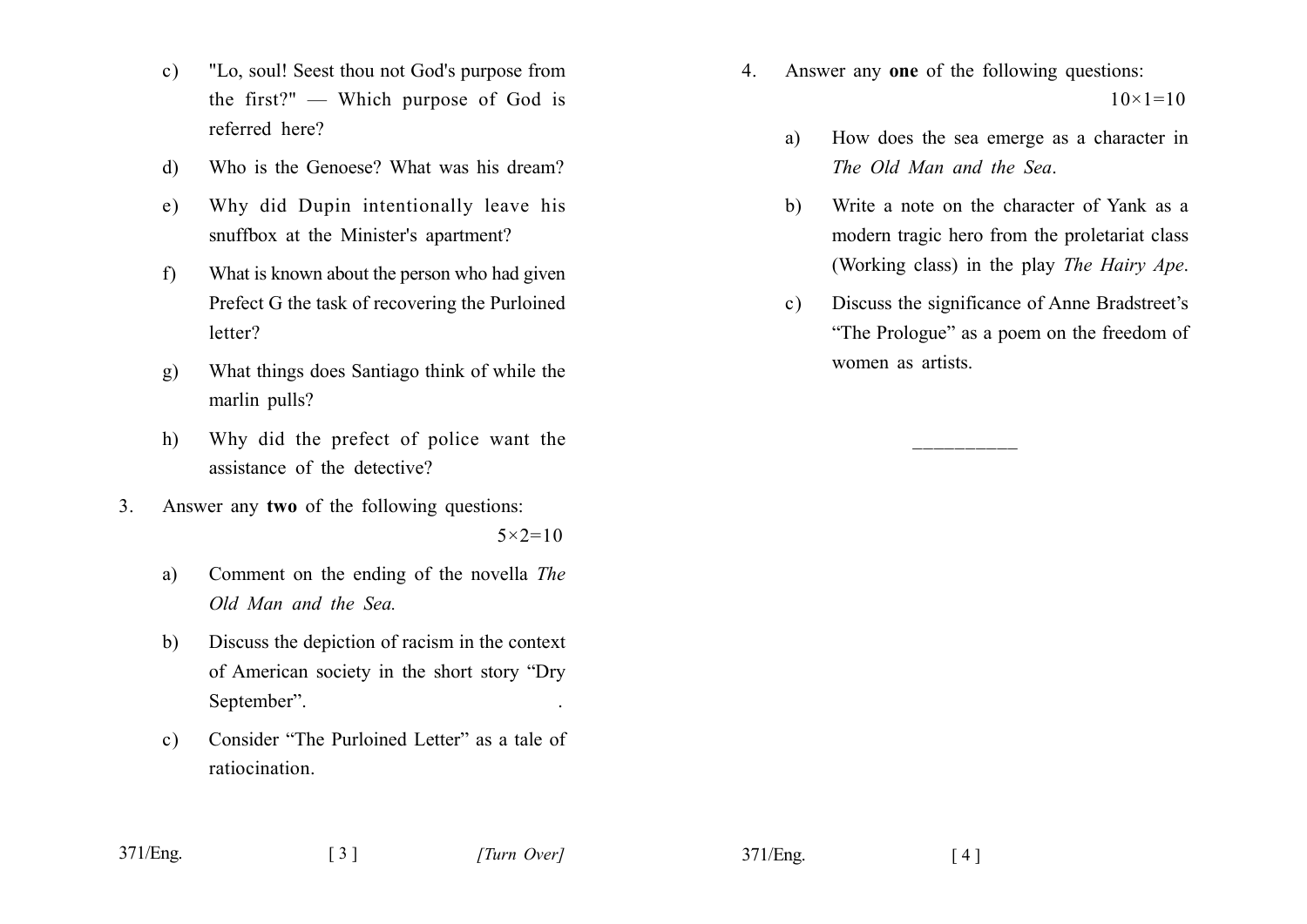c) "Lo, soul! Seest thou not God's purpose from the first?" — Which purpose of God is referred here?

d) Who is the Genoese? What was his dream?

e) Why did Dupin intentionally leave his snuffbox at the Minister's apartment?

f) What is known about the person who had given Prefect G the task of recovering the Purloined letter?

g) What things does Santiago think of while the marlin pulls?

h) Why did the prefect of police want the assistance of the detective?

3. Answer any **two** of the following questions: $5\times2=10$

a) Comment on the ending of the novella *The Old Man and the Sea.*

b) Discuss the depiction of racism in the context of American society in the short story "Dry September".

c) Consider "The Purloined Letter" as a tale of ratiocination.

4. Answer any **one** of the following questions: $10\times1=10$

a) How does the sea emerge as a character in *The Old Man and the Sea*.

b) Write a note on the character of Yank as a modern tragic hero from the proletariat class (Working class) in the play *The Hairy Ape*.

c) Discuss the significance of Anne Bradstreet's "The Prologue" as a poem on the freedom of women as artists.

___________